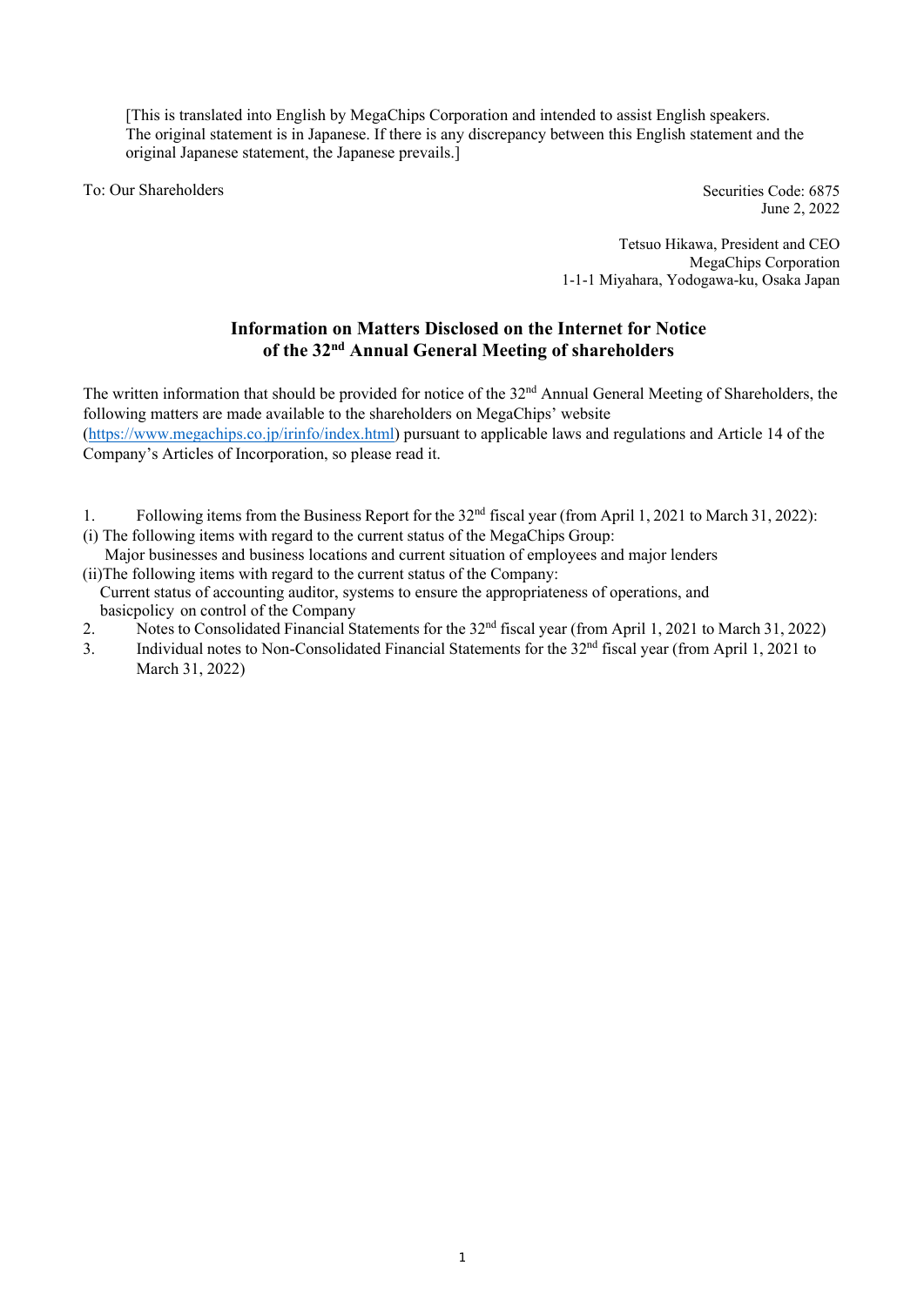[This is translated into English by MegaChips Corporation and intended to assist English speakers. The original statement is in Japanese. If there is any discrepancy between this English statement and the original Japanese statement, the Japanese prevails.]

To: Our Shareholders

Securities Code: 6875
June 2, 2022

Tetsuo Hikawa, President and CEO
MegaChips Corporation
1-1-1 Miyahara, Yodogawa-ku, Osaka Japan

# Information on Matters Disclosed on the Internet for Notice of the 32nd Annual General Meeting of shareholders

The written information that should be provided for notice of the 32nd Annual General Meeting of Shareholders, the following matters are made available to the shareholders on MegaChips' website (https://www.megachips.co.jp/irinfo/index.html) pursuant to applicable laws and regulations and Article 14 of the Company's Articles of Incorporation, so please read it.

1. Following items from the Business Report for the 32nd fiscal year (from April 1, 2021 to March 31, 2022):

(i) The following items with regard to the current status of the MegaChips Group:
Major businesses and business locations and current situation of employees and major lenders

(ii)The following items with regard to the current status of the Company:
Current status of accounting auditor, systems to ensure the appropriateness of operations, and basicpolicy on control of the Company

2. Notes to Consolidated Financial Statements for the 32nd fiscal year (from April 1, 2021 to March 31, 2022)
3. Individual notes to Non-Consolidated Financial Statements for the 32nd fiscal year (from April 1, 2021 to March 31, 2022)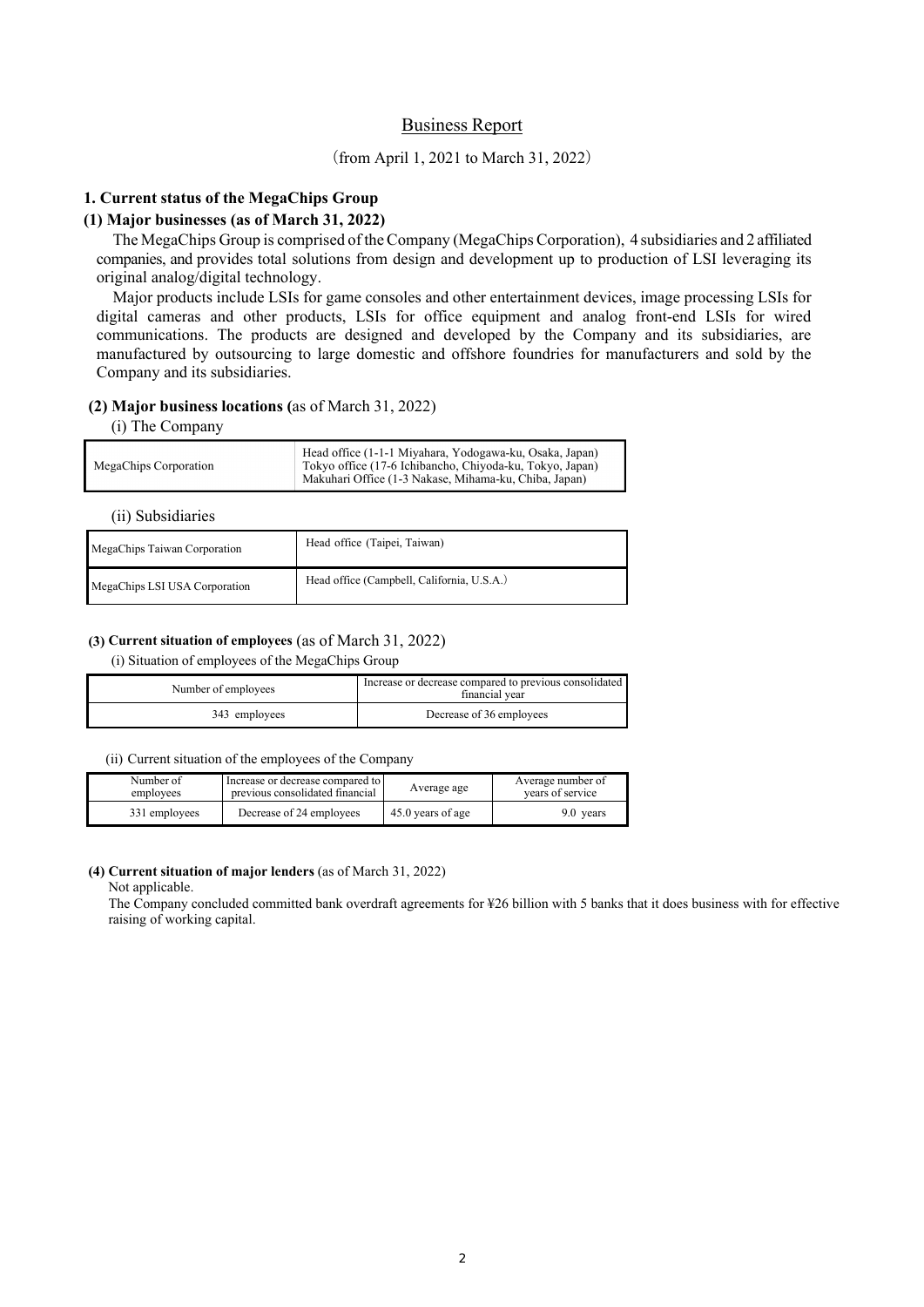# Business Report

(from April 1, 2021 to March 31, 2022)

## 1. Current status of the MegaChips Group

### (1) Major businesses (as of March 31, 2022)

The MegaChips Group is comprised of the Company (MegaChips Corporation), 4 subsidiaries and 2 affiliated companies, and provides total solutions from design and development up to production of LSI leveraging its original analog/digital technology.

Major products include LSIs for game consoles and other entertainment devices, image processing LSIs for digital cameras and other products, LSIs for office equipment and analog front-end LSIs for wired communications. The products are designed and developed by the Company and its subsidiaries, are manufactured by outsourcing to large domestic and offshore foundries for manufacturers and sold by the Company and its subsidiaries.

### (2) Major business locations (as of March 31, 2022)

(i) The Company

| MegaChips Corporation | Head office (1-1-1 Miyahara, Yodogawa-ku, Osaka, Japan)<br>Tokyo office (17-6 Ichibancho, Chiyoda-ku, Tokyo, Japan)<br>Makuhari Office (1-3 Nakase, Mihama-ku, Chiba, Japan) |
|---|---|

(ii) Subsidiaries

| MegaChips Taiwan Corporation | Head office (Taipei, Taiwan) |
|---|---|
| MegaChips LSI USA Corporation | Head office (Campbell, California, U.S.A.) |

### (3) Current situation of employees (as of March 31, 2022)

(i) Situation of employees of the MegaChips Group

| Number of employees | Increase or decrease compared to previous consolidated financial year |
|---|---|
| 343 employees | Decrease of 36 employees |

(ii) Current situation of the employees of the Company

| Number of employees | Increase or decrease compared to previous consolidated financial | Average age | Average number of years of service |
|---|---|---|---|
| 331 employees | Decrease of 24 employees | 45.0 years of age | 9.0 years |

### (4) Current situation of major lenders (as of March 31, 2022)

Not applicable.

The Company concluded committed bank overdraft agreements for ¥26 billion with 5 banks that it does business with for effective raising of working capital.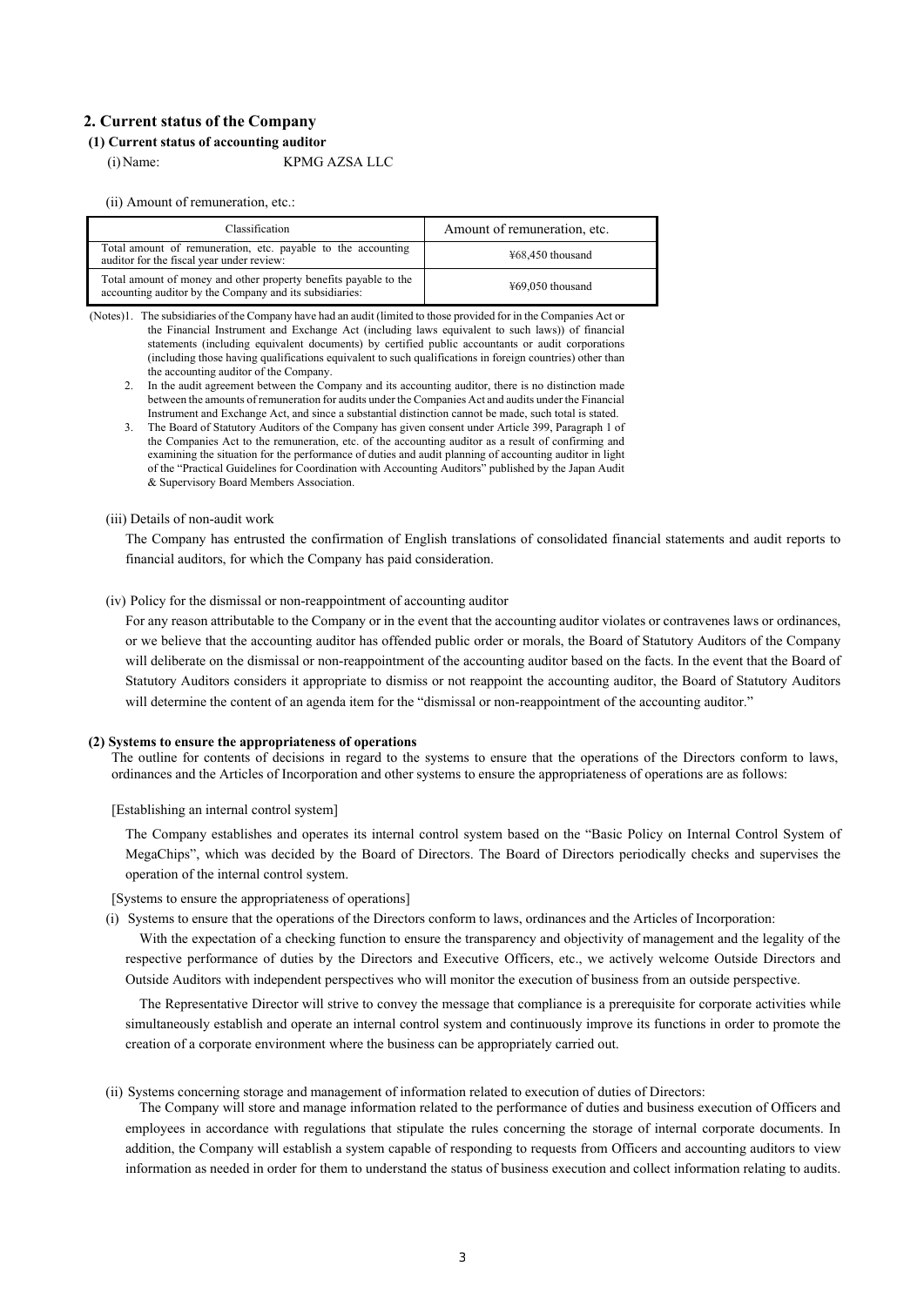## 2. Current status of the Company

### (1) Current status of accounting auditor

(i) Name: KPMG AZSA LLC

(ii) Amount of remuneration, etc.:

| Classification | Amount of remuneration, etc. |
|---|---|
| Total amount of remuneration, etc. payable to the accounting auditor for the fiscal year under review: | ¥68,450 thousand |
| Total amount of money and other property benefits payable to the accounting auditor by the Company and its subsidiaries: | ¥69,050 thousand |

(Notes)1. The subsidiaries of the Company have had an audit (limited to those provided for in the Companies Act or the Financial Instrument and Exchange Act (including laws equivalent to such laws)) of financial statements (including equivalent documents) by certified public accountants or audit corporations (including those having qualifications equivalent to such qualifications in foreign countries) other than the accounting auditor of the Company.

2. In the audit agreement between the Company and its accounting auditor, there is no distinction made between the amounts of remuneration for audits under the Companies Act and audits under the Financial Instrument and Exchange Act, and since a substantial distinction cannot be made, such total is stated.

3. The Board of Statutory Auditors of the Company has given consent under Article 399, Paragraph 1 of the Companies Act to the remuneration, etc. of the accounting auditor as a result of confirming and examining the situation for the performance of duties and audit planning of accounting auditor in light of the "Practical Guidelines for Coordination with Accounting Auditors" published by the Japan Audit & Supervisory Board Members Association.

(iii) Details of non-audit work

The Company has entrusted the confirmation of English translations of consolidated financial statements and audit reports to financial auditors, for which the Company has paid consideration.

(iv) Policy for the dismissal or non-reappointment of accounting auditor

For any reason attributable to the Company or in the event that the accounting auditor violates or contravenes laws or ordinances, or we believe that the accounting auditor has offended public order or morals, the Board of Statutory Auditors of the Company will deliberate on the dismissal or non-reappointment of the accounting auditor based on the facts. In the event that the Board of Statutory Auditors considers it appropriate to dismiss or not reappoint the accounting auditor, the Board of Statutory Auditors will determine the content of an agenda item for the "dismissal or non-reappointment of the accounting auditor."

### (2) Systems to ensure the appropriateness of operations

The outline for contents of decisions in regard to the systems to ensure that the operations of the Directors conform to laws, ordinances and the Articles of Incorporation and other systems to ensure the appropriateness of operations are as follows:

[Establishing an internal control system]

The Company establishes and operates its internal control system based on the "Basic Policy on Internal Control System of MegaChips", which was decided by the Board of Directors. The Board of Directors periodically checks and supervises the operation of the internal control system.

[Systems to ensure the appropriateness of operations]

(i) Systems to ensure that the operations of the Directors conform to laws, ordinances and the Articles of Incorporation:

With the expectation of a checking function to ensure the transparency and objectivity of management and the legality of the respective performance of duties by the Directors and Executive Officers, etc., we actively welcome Outside Directors and Outside Auditors with independent perspectives who will monitor the execution of business from an outside perspective.

The Representative Director will strive to convey the message that compliance is a prerequisite for corporate activities while simultaneously establish and operate an internal control system and continuously improve its functions in order to promote the creation of a corporate environment where the business can be appropriately carried out.

(ii) Systems concerning storage and management of information related to execution of duties of Directors:

The Company will store and manage information related to the performance of duties and business execution of Officers and employees in accordance with regulations that stipulate the rules concerning the storage of internal corporate documents. In addition, the Company will establish a system capable of responding to requests from Officers and accounting auditors to view information as needed in order for them to understand the status of business execution and collect information relating to audits.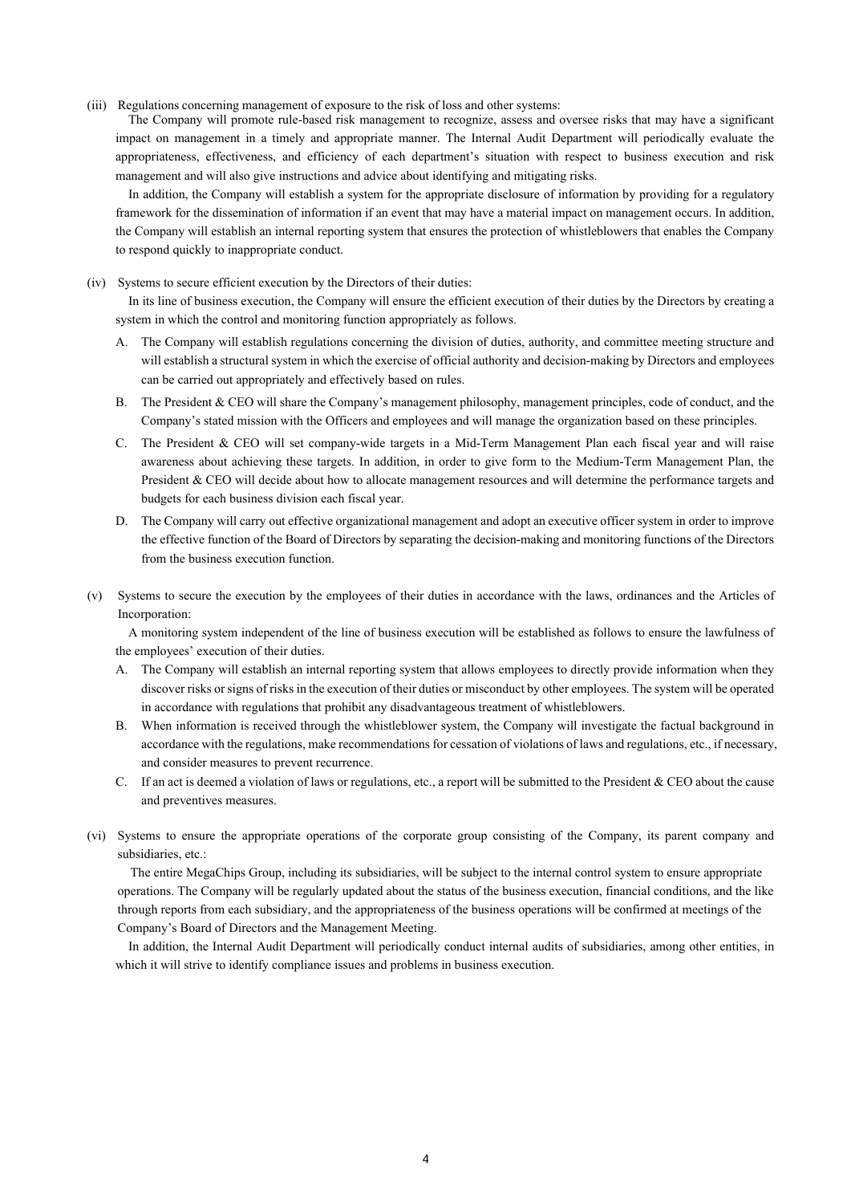(iii) Regulations concerning management of exposure to the risk of loss and other systems:

The Company will promote rule-based risk management to recognize, assess and oversee risks that may have a significant impact on management in a timely and appropriate manner. The Internal Audit Department will periodically evaluate the appropriateness, effectiveness, and efficiency of each department's situation with respect to business execution and risk management and will also give instructions and advice about identifying and mitigating risks.

In addition, the Company will establish a system for the appropriate disclosure of information by providing for a regulatory framework for the dissemination of information if an event that may have a material impact on management occurs. In addition, the Company will establish an internal reporting system that ensures the protection of whistleblowers that enables the Company to respond quickly to inappropriate conduct.

(iv) Systems to secure efficient execution by the Directors of their duties:

In its line of business execution, the Company will ensure the efficient execution of their duties by the Directors by creating a system in which the control and monitoring function appropriately as follows.

A. The Company will establish regulations concerning the division of duties, authority, and committee meeting structure and will establish a structural system in which the exercise of official authority and decision-making by Directors and employees can be carried out appropriately and effectively based on rules.

B. The President & CEO will share the Company's management philosophy, management principles, code of conduct, and the Company's stated mission with the Officers and employees and will manage the organization based on these principles.

C. The President & CEO will set company-wide targets in a Mid-Term Management Plan each fiscal year and will raise awareness about achieving these targets. In addition, in order to give form to the Medium-Term Management Plan, the President & CEO will decide about how to allocate management resources and will determine the performance targets and budgets for each business division each fiscal year.

D. The Company will carry out effective organizational management and adopt an executive officer system in order to improve the effective function of the Board of Directors by separating the decision-making and monitoring functions of the Directors from the business execution function.

(v) Systems to secure the execution by the employees of their duties in accordance with the laws, ordinances and the Articles of Incorporation:

A monitoring system independent of the line of business execution will be established as follows to ensure the lawfulness of the employees' execution of their duties.

A. The Company will establish an internal reporting system that allows employees to directly provide information when they discover risks or signs of risks in the execution of their duties or misconduct by other employees. The system will be operated in accordance with regulations that prohibit any disadvantageous treatment of whistleblowers.

B. When information is received through the whistleblower system, the Company will investigate the factual background in accordance with the regulations, make recommendations for cessation of violations of laws and regulations, etc., if necessary, and consider measures to prevent recurrence.

C. If an act is deemed a violation of laws or regulations, etc., a report will be submitted to the President & CEO about the cause and preventives measures.

(vi) Systems to ensure the appropriate operations of the corporate group consisting of the Company, its parent company and subsidiaries, etc.:

The entire MegaChips Group, including its subsidiaries, will be subject to the internal control system to ensure appropriate operations. The Company will be regularly updated about the status of the business execution, financial conditions, and the like through reports from each subsidiary, and the appropriateness of the business operations will be confirmed at meetings of the Company's Board of Directors and the Management Meeting.

In addition, the Internal Audit Department will periodically conduct internal audits of subsidiaries, among other entities, in which it will strive to identify compliance issues and problems in business execution.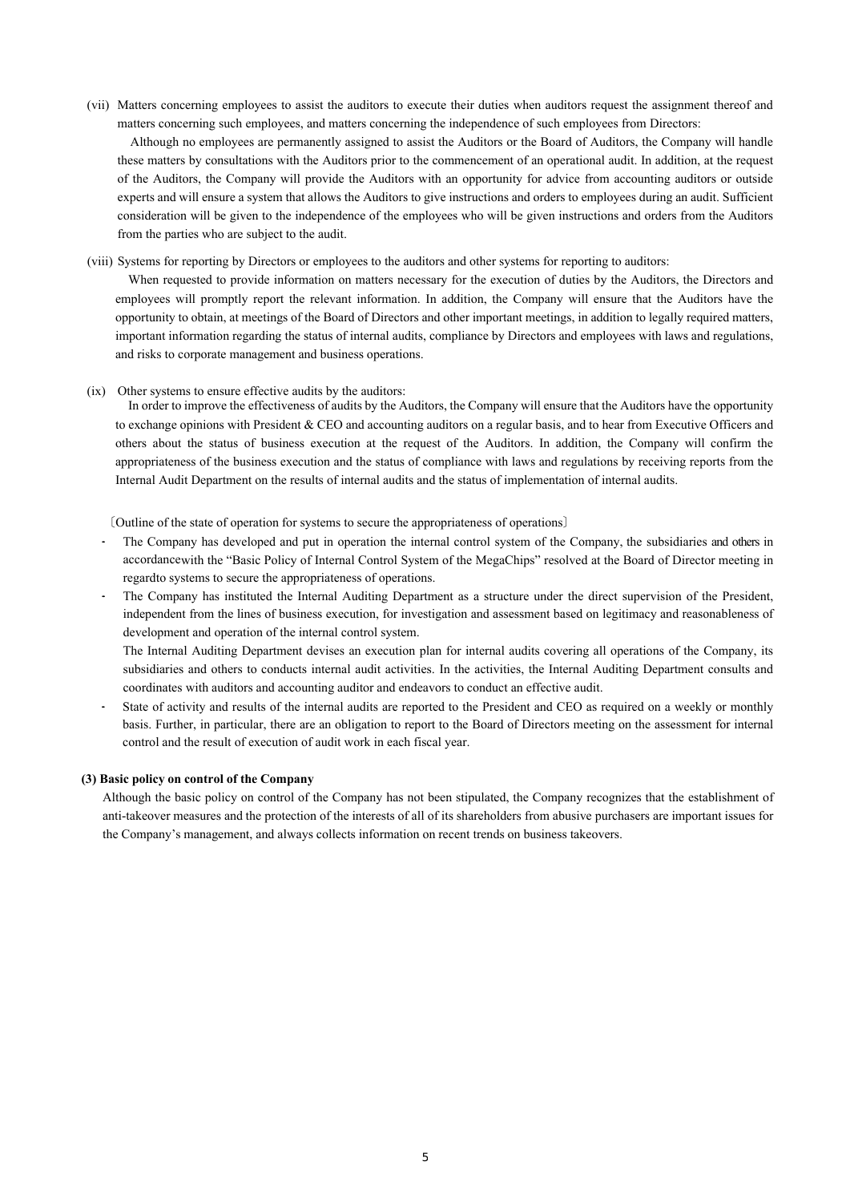(vii) Matters concerning employees to assist the auditors to execute their duties when auditors request the assignment thereof and matters concerning such employees, and matters concerning the independence of such employees from Directors:

Although no employees are permanently assigned to assist the Auditors or the Board of Auditors, the Company will handle these matters by consultations with the Auditors prior to the commencement of an operational audit. In addition, at the request of the Auditors, the Company will provide the Auditors with an opportunity for advice from accounting auditors or outside experts and will ensure a system that allows the Auditors to give instructions and orders to employees during an audit. Sufficient consideration will be given to the independence of the employees who will be given instructions and orders from the Auditors from the parties who are subject to the audit.

(viii) Systems for reporting by Directors or employees to the auditors and other systems for reporting to auditors:

When requested to provide information on matters necessary for the execution of duties by the Auditors, the Directors and employees will promptly report the relevant information. In addition, the Company will ensure that the Auditors have the opportunity to obtain, at meetings of the Board of Directors and other important meetings, in addition to legally required matters, important information regarding the status of internal audits, compliance by Directors and employees with laws and regulations, and risks to corporate management and business operations.

(ix) Other systems to ensure effective audits by the auditors:

In order to improve the effectiveness of audits by the Auditors, the Company will ensure that the Auditors have the opportunity to exchange opinions with President & CEO and accounting auditors on a regular basis, and to hear from Executive Officers and others about the status of business execution at the request of the Auditors. In addition, the Company will confirm the appropriateness of the business execution and the status of compliance with laws and regulations by receiving reports from the Internal Audit Department on the results of internal audits and the status of implementation of internal audits.

〔Outline of the state of operation for systems to secure the appropriateness of operations〕

- The Company has developed and put in operation the internal control system of the Company, the subsidiaries and others in accordancewith the "Basic Policy of Internal Control System of the MegaChips" resolved at the Board of Director meeting in regardto systems to secure the appropriateness of operations.
- The Company has instituted the Internal Auditing Department as a structure under the direct supervision of the President, independent from the lines of business execution, for investigation and assessment based on legitimacy and reasonableness of development and operation of the internal control system.

  The Internal Auditing Department devises an execution plan for internal audits covering all operations of the Company, its subsidiaries and others to conducts internal audit activities. In the activities, the Internal Auditing Department consults and coordinates with auditors and accounting auditor and endeavors to conduct an effective audit.
- State of activity and results of the internal audits are reported to the President and CEO as required on a weekly or monthly basis. Further, in particular, there are an obligation to report to the Board of Directors meeting on the assessment for internal control and the result of execution of audit work in each fiscal year.

**(3) Basic policy on control of the Company**

Although the basic policy on control of the Company has not been stipulated, the Company recognizes that the establishment of anti-takeover measures and the protection of the interests of all of its shareholders from abusive purchasers are important issues for the Company's management, and always collects information on recent trends on business takeovers.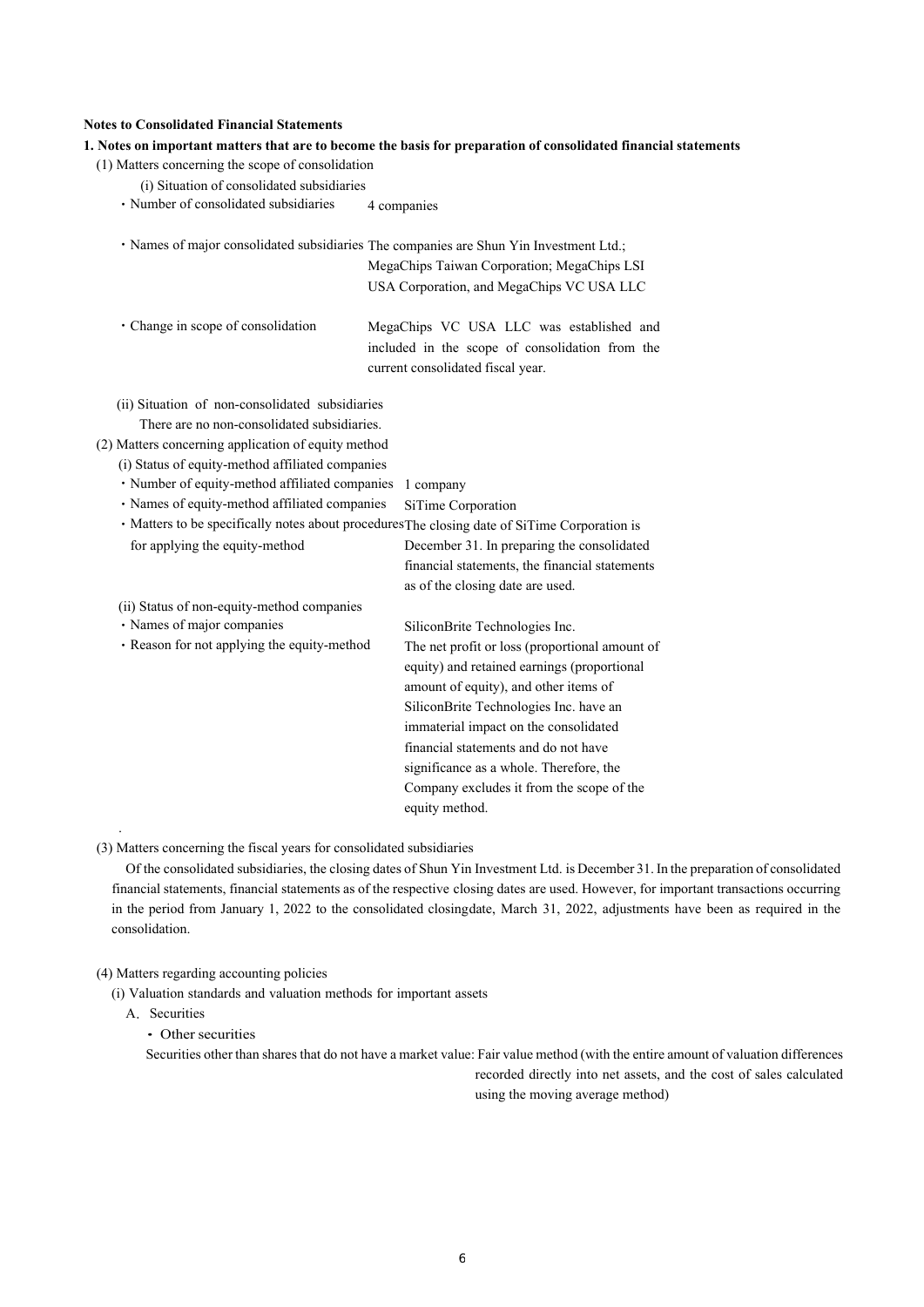**Notes to Consolidated Financial Statements**

**1. Notes on important matters that are to become the basis for preparation of consolidated financial statements**

(1) Matters concerning the scope of consolidation

(i) Situation of consolidated subsidiaries

- Number of consolidated subsidiaries: 4 companies
- Names of major consolidated subsidiaries: The companies are Shun Yin Investment Ltd.; MegaChips Taiwan Corporation; MegaChips LSI USA Corporation, and MegaChips VC USA LLC
- Change in scope of consolidation: MegaChips VC USA LLC was established and included in the scope of consolidation from the current consolidated fiscal year.

(ii) Situation of non-consolidated subsidiaries

There are no non-consolidated subsidiaries.

(2) Matters concerning application of equity method

(i) Status of equity-method affiliated companies

- Number of equity-method affiliated companies: 1 company
- Names of equity-method affiliated companies: SiTime Corporation
- Matters to be specifically notes about procedures for applying the equity-method: The closing date of SiTime Corporation is December 31. In preparing the consolidated financial statements, the financial statements as of the closing date are used.

(ii) Status of non-equity-method companies

- Names of major companies: SiliconBrite Technologies Inc.
- Reason for not applying the equity-method: The net profit or loss (proportional amount of equity) and retained earnings (proportional amount of equity), and other items of SiliconBrite Technologies Inc. have an immaterial impact on the consolidated financial statements and do not have significance as a whole. Therefore, the Company excludes it from the scope of the equity method.

(3) Matters concerning the fiscal years for consolidated subsidiaries

Of the consolidated subsidiaries, the closing dates of Shun Yin Investment Ltd. is December 31. In the preparation of consolidated financial statements, financial statements as of the respective closing dates are used. However, for important transactions occurring in the period from January 1, 2022 to the consolidated closingdate, March 31, 2022, adjustments have been as required in the consolidation.

(4) Matters regarding accounting policies

(i) Valuation standards and valuation methods for important assets

A. Securities

- Other securities

Securities other than shares that do not have a market value: Fair value method (with the entire amount of valuation differences recorded directly into net assets, and the cost of sales calculated using the moving average method)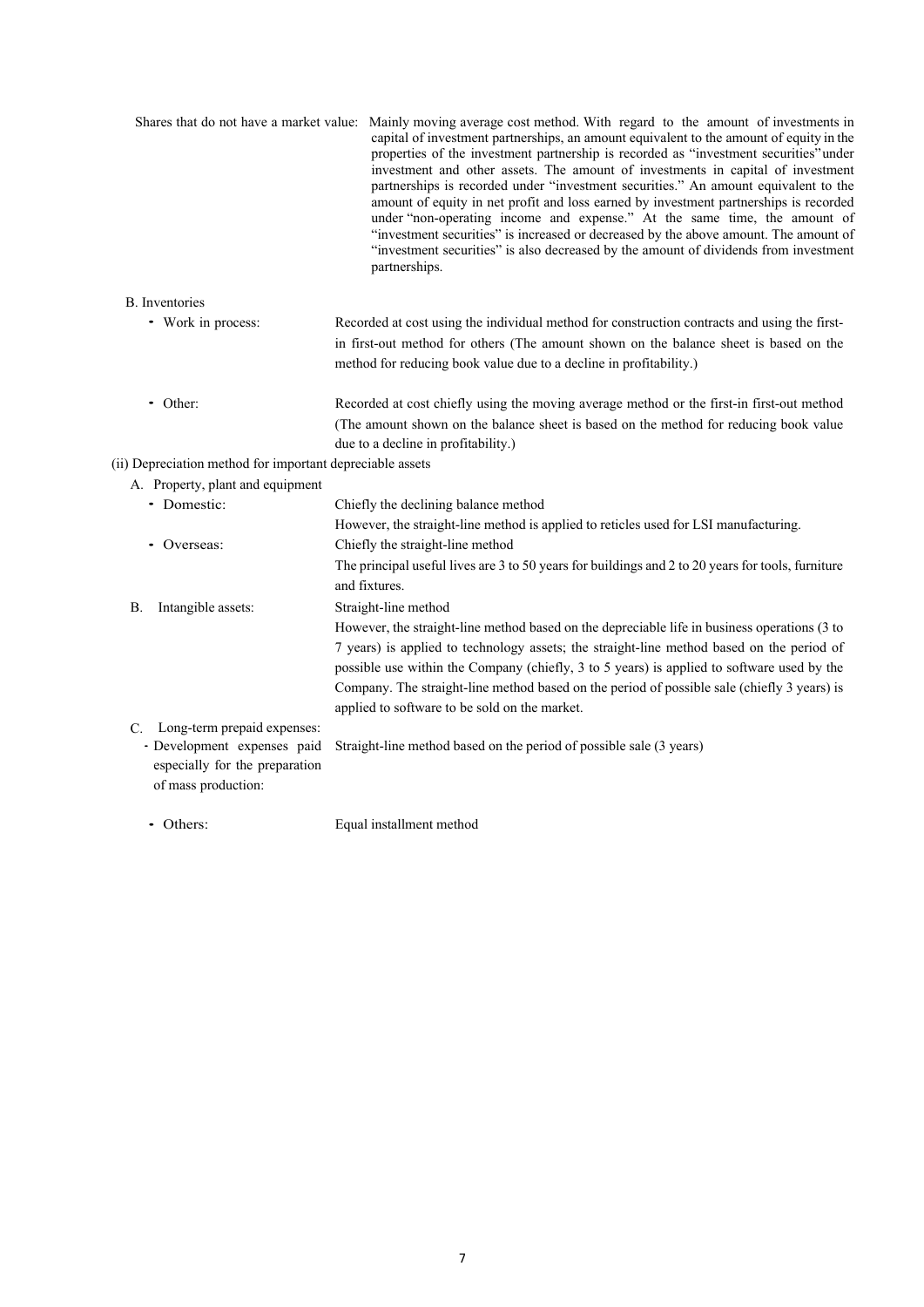Shares that do not have a market value: Mainly moving average cost method. With regard to the amount of investments in capital of investment partnerships, an amount equivalent to the amount of equity in the properties of the investment partnership is recorded as "investment securities" under investment and other assets. The amount of investments in capital of investment partnerships is recorded under "investment securities." An amount equivalent to the amount of equity in net profit and loss earned by investment partnerships is recorded under "non-operating income and expense." At the same time, the amount of "investment securities" is increased or decreased by the above amount. The amount of "investment securities" is also decreased by the amount of dividends from investment partnerships.

B. Inventories

- Work in process: Recorded at cost using the individual method for construction contracts and using the first-in first-out method for others (The amount shown on the balance sheet is based on the method for reducing book value due to a decline in profitability.)

- Other: Recorded at cost chiefly using the moving average method or the first-in first-out method (The amount shown on the balance sheet is based on the method for reducing book value due to a decline in profitability.)

(ii) Depreciation method for important depreciable assets

A. Property, plant and equipment

- Domestic: Chiefly the declining balance method
  However, the straight-line method is applied to reticles used for LSI manufacturing.
- Overseas: Chiefly the straight-line method
  The principal useful lives are 3 to 50 years for buildings and 2 to 20 years for tools, furniture and fixtures.

B. Intangible assets: Straight-line method
  However, the straight-line method based on the depreciable life in business operations (3 to 7 years) is applied to technology assets; the straight-line method based on the period of possible use within the Company (chiefly, 3 to 5 years) is applied to software used by the Company. The straight-line method based on the period of possible sale (chiefly 3 years) is applied to software to be sold on the market.

C. Long-term prepaid expenses:

- Development expenses paid especially for the preparation of mass production: Straight-line method based on the period of possible sale (3 years)

- Others: Equal installment method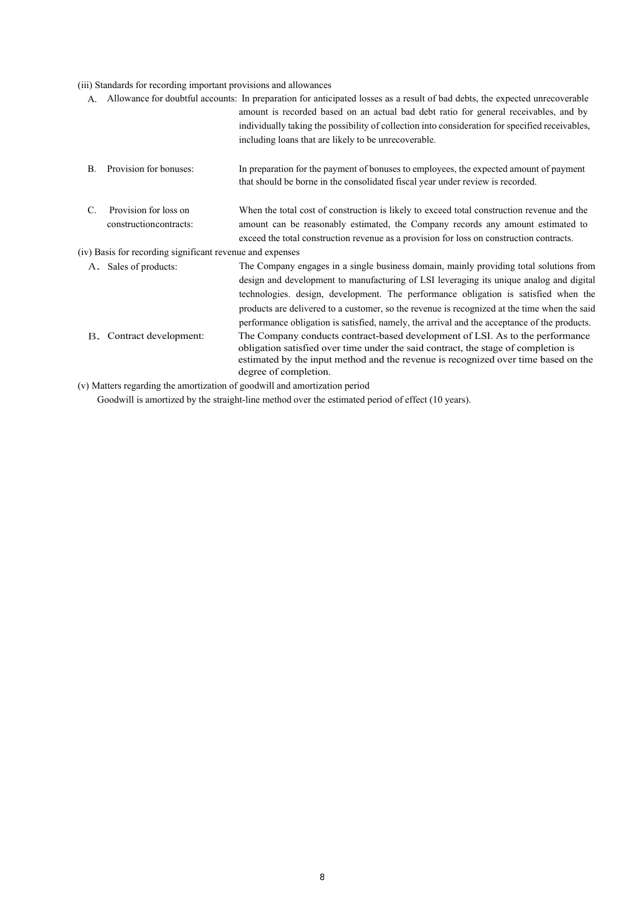(iii) Standards for recording important provisions and allowances

A. Allowance for doubtful accounts: In preparation for anticipated losses as a result of bad debts, the expected unrecoverable amount is recorded based on an actual bad debt ratio for general receivables, and by individually taking the possibility of collection into consideration for specified receivables, including loans that are likely to be unrecoverable.

B. Provision for bonuses: In preparation for the payment of bonuses to employees, the expected amount of payment that should be borne in the consolidated fiscal year under review is recorded.

C. Provision for loss on constructioncontracts: When the total cost of construction is likely to exceed total construction revenue and the amount can be reasonably estimated, the Company records any amount estimated to exceed the total construction revenue as a provision for loss on construction contracts.

(iv) Basis for recording significant revenue and expenses

A. Sales of products: The Company engages in a single business domain, mainly providing total solutions from design and development to manufacturing of LSI leveraging its unique analog and digital technologies. design, development. The performance obligation is satisfied when the products are delivered to a customer, so the revenue is recognized at the time when the said performance obligation is satisfied, namely, the arrival and the acceptance of the products.

B. Contract development: The Company conducts contract-based development of LSI. As to the performance obligation satisfied over time under the said contract, the stage of completion is estimated by the input method and the revenue is recognized over time based on the degree of completion.

(v) Matters regarding the amortization of goodwill and amortization period

Goodwill is amortized by the straight-line method over the estimated period of effect (10 years).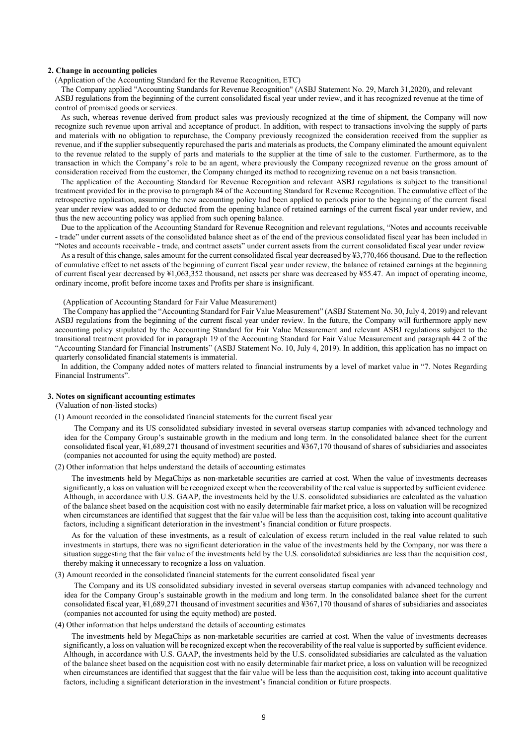## 2. Change in accounting policies

(Application of the Accounting Standard for the Revenue Recognition, ETC)

The Company applied "Accounting Standards for Revenue Recognition" (ASBJ Statement No. 29, March 31,2020), and relevant ASBJ regulations from the beginning of the current consolidated fiscal year under review, and it has recognized revenue at the time of control of promised goods or services.

As such, whereas revenue derived from product sales was previously recognized at the time of shipment, the Company will now recognize such revenue upon arrival and acceptance of product. In addition, with respect to transactions involving the supply of parts and materials with no obligation to repurchase, the Company previously recognized the consideration received from the supplier as revenue, and if the supplier subsequently repurchased the parts and materials as products, the Company eliminated the amount equivalent to the revenue related to the supply of parts and materials to the supplier at the time of sale to the customer. Furthermore, as to the transaction in which the Company's role to be an agent, where previously the Company recognized revenue on the gross amount of consideration received from the customer, the Company changed its method to recognizing revenue on a net basis transaction.

The application of the Accounting Standard for Revenue Recognition and relevant ASBJ regulations is subject to the transitional treatment provided for in the proviso to paragraph 84 of the Accounting Standard for Revenue Recognition. The cumulative effect of the retrospective application, assuming the new accounting policy had been applied to periods prior to the beginning of the current fiscal year under review was added to or deducted from the opening balance of retained earnings of the current fiscal year under review, and thus the new accounting policy was applied from such opening balance.

Due to the application of the Accounting Standard for Revenue Recognition and relevant regulations, "Notes and accounts receivable - trade" under current assets of the consolidated balance sheet as of the end of the previous consolidated fiscal year has been included in "Notes and accounts receivable - trade, and contract assets" under current assets from the current consolidated fiscal year under review

As a result of this change, sales amount for the current consolidated fiscal year decreased by ¥3,770,466 thousand. Due to the reflection of cumulative effect to net assets of the beginning of current fiscal year under review, the balance of retained earnings at the beginning of current fiscal year decreased by ¥1,063,352 thousand, net assets per share was decreased by ¥55.47. An impact of operating income, ordinary income, profit before income taxes and Profits per share is insignificant.

(Application of Accounting Standard for Fair Value Measurement)

The Company has applied the "Accounting Standard for Fair Value Measurement" (ASBJ Statement No. 30, July 4, 2019) and relevant ASBJ regulations from the beginning of the current fiscal year under review. In the future, the Company will furthermore apply new accounting policy stipulated by the Accounting Standard for Fair Value Measurement and relevant ASBJ regulations subject to the transitional treatment provided for in paragraph 19 of the Accounting Standard for Fair Value Measurement and paragraph 44 2 of the "Accounting Standard for Financial Instruments" (ASBJ Statement No. 10, July 4, 2019). In addition, this application has no impact on quarterly consolidated financial statements is immaterial.

In addition, the Company added notes of matters related to financial instruments by a level of market value in "7. Notes Regarding Financial Instruments".

## 3. Notes on significant accounting estimates

(Valuation of non-listed stocks)

(1) Amount recorded in the consolidated financial statements for the current fiscal year

The Company and its US consolidated subsidiary invested in several overseas startup companies with advanced technology and idea for the Company Group's sustainable growth in the medium and long term. In the consolidated balance sheet for the current consolidated fiscal year, ¥1,689,271 thousand of investment securities and ¥367,170 thousand of shares of subsidiaries and associates (companies not accounted for using the equity method) are posted.

(2) Other information that helps understand the details of accounting estimates

The investments held by MegaChips as non-marketable securities are carried at cost. When the value of investments decreases significantly, a loss on valuation will be recognized except when the recoverability of the real value is supported by sufficient evidence. Although, in accordance with U.S. GAAP, the investments held by the U.S. consolidated subsidiaries are calculated as the valuation of the balance sheet based on the acquisition cost with no easily determinable fair market price, a loss on valuation will be recognized when circumstances are identified that suggest that the fair value will be less than the acquisition cost, taking into account qualitative factors, including a significant deterioration in the investment's financial condition or future prospects.

As for the valuation of these investments, as a result of calculation of excess return included in the real value related to such investments in startups, there was no significant deterioration in the value of the investments held by the Company, nor was there a situation suggesting that the fair value of the investments held by the U.S. consolidated subsidiaries are less than the acquisition cost, thereby making it unnecessary to recognize a loss on valuation.

(3) Amount recorded in the consolidated financial statements for the current consolidated fiscal year

The Company and its US consolidated subsidiary invested in several overseas startup companies with advanced technology and idea for the Company Group's sustainable growth in the medium and long term. In the consolidated balance sheet for the current consolidated fiscal year, ¥1,689,271 thousand of investment securities and ¥367,170 thousand of shares of subsidiaries and associates (companies not accounted for using the equity method) are posted.

(4) Other information that helps understand the details of accounting estimates

The investments held by MegaChips as non-marketable securities are carried at cost. When the value of investments decreases significantly, a loss on valuation will be recognized except when the recoverability of the real value is supported by sufficient evidence. Although, in accordance with U.S. GAAP, the investments held by the U.S. consolidated subsidiaries are calculated as the valuation of the balance sheet based on the acquisition cost with no easily determinable fair market price, a loss on valuation will be recognized when circumstances are identified that suggest that the fair value will be less than the acquisition cost, taking into account qualitative factors, including a significant deterioration in the investment's financial condition or future prospects.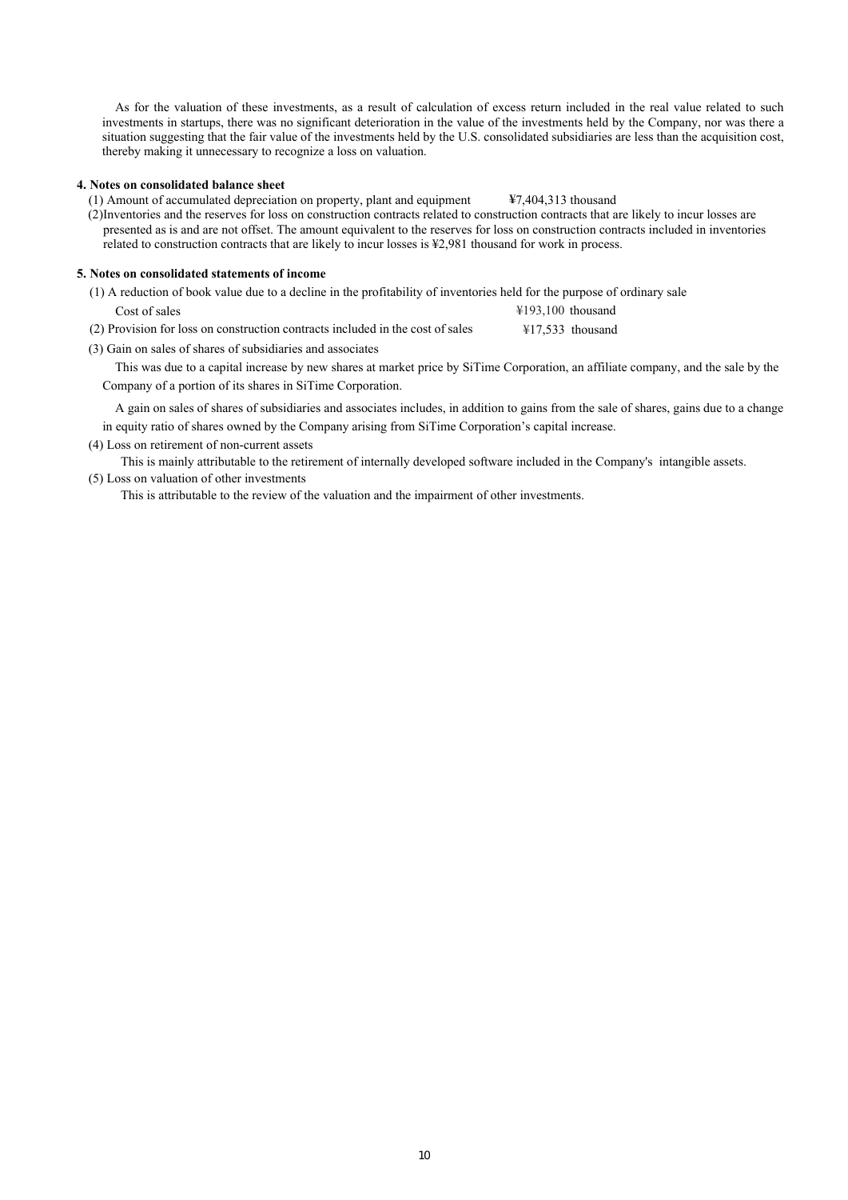As for the valuation of these investments, as a result of calculation of excess return included in the real value related to such investments in startups, there was no significant deterioration in the value of the investments held by the Company, nor was there a situation suggesting that the fair value of the investments held by the U.S. consolidated subsidiaries are less than the acquisition cost, thereby making it unnecessary to recognize a loss on valuation.

**4. Notes on consolidated balance sheet**

(1) Amount of accumulated depreciation on property, plant and equipment ¥7,404,313 thousand

(2)Inventories and the reserves for loss on construction contracts related to construction contracts that are likely to incur losses are presented as is and are not offset. The amount equivalent to the reserves for loss on construction contracts included in inventories related to construction contracts that are likely to incur losses is ¥2,981 thousand for work in process.

**5. Notes on consolidated statements of income**

(1) A reduction of book value due to a decline in the profitability of inventories held for the purpose of ordinary sale

Cost of sales ¥193,100 thousand

(2) Provision for loss on construction contracts included in the cost of sales ¥17,533 thousand

(3) Gain on sales of shares of subsidiaries and associates

This was due to a capital increase by new shares at market price by SiTime Corporation, an affiliate company, and the sale by the Company of a portion of its shares in SiTime Corporation.

A gain on sales of shares of subsidiaries and associates includes, in addition to gains from the sale of shares, gains due to a change in equity ratio of shares owned by the Company arising from SiTime Corporation's capital increase.

(4) Loss on retirement of non-current assets

This is mainly attributable to the retirement of internally developed software included in the Company's intangible assets.

(5) Loss on valuation of other investments

This is attributable to the review of the valuation and the impairment of other investments.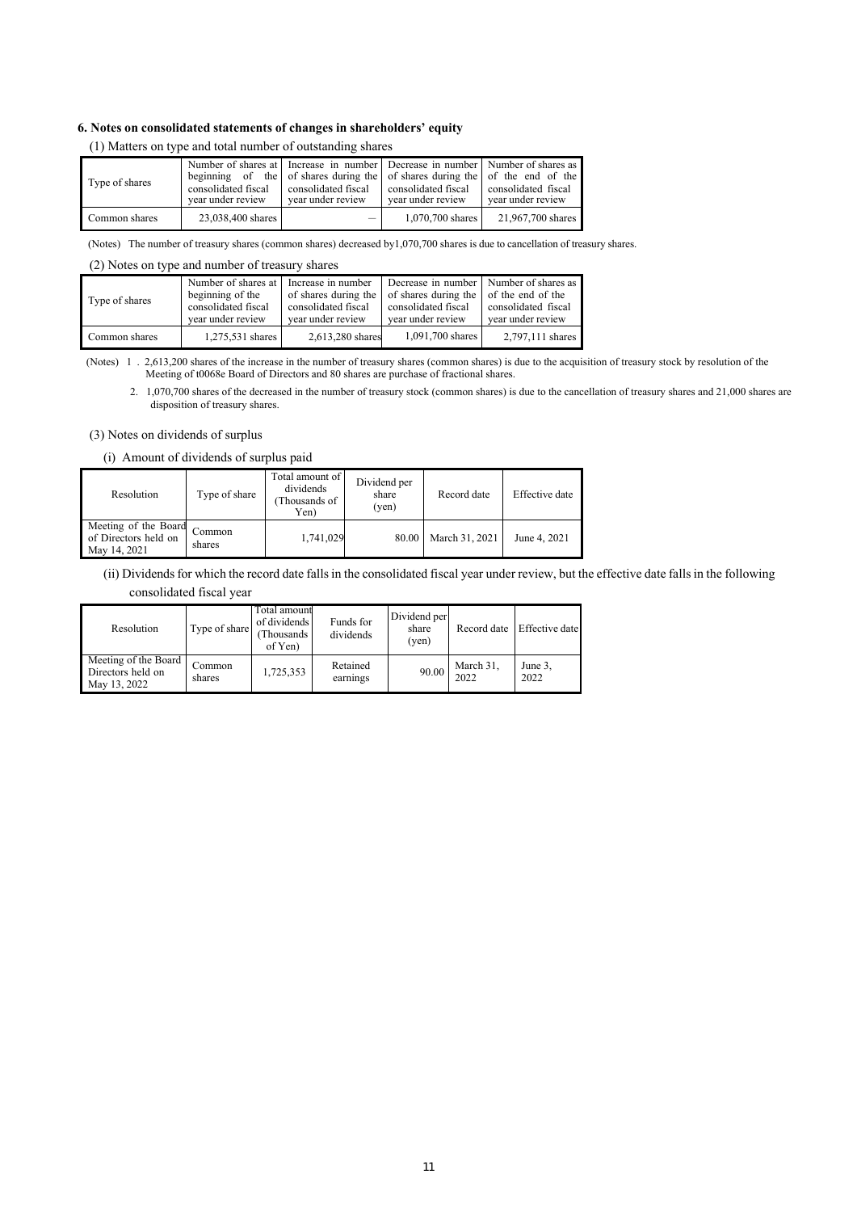### 6. Notes on consolidated statements of changes in shareholders' equity

(1) Matters on type and total number of outstanding shares

| Type of shares | Number of shares at beginning of the consolidated fiscal year under review | Increase in number of shares during the consolidated fiscal year under review | Decrease in number of shares during the consolidated fiscal year under review | Number of shares as of the end of the consolidated fiscal year under review |
|---|---|---|---|---|
| Common shares | 23,038,400 shares | — | 1,070,700 shares | 21,967,700 shares |

(Notes) The number of treasury shares (common shares) decreased by1,070,700 shares is due to cancellation of treasury shares.

(2) Notes on type and number of treasury shares

| Type of shares | Number of shares at beginning of the consolidated fiscal year under review | Increase in number of shares during the consolidated fiscal year under review | Decrease in number of shares during the consolidated fiscal year under review | Number of shares as of the end of the consolidated fiscal year under review |
|---|---|---|---|---|
| Common shares | 1,275,531 shares | 2,613,280 shares | 1,091,700 shares | 2,797,111 shares |

(Notes) 1 . 2,613,200 shares of the increase in the number of treasury shares (common shares) is due to the acquisition of treasury stock by resolution of the Meeting of t0068e Board of Directors and 80 shares are purchase of fractional shares.

2. 1,070,700 shares of the decreased in the number of treasury stock (common shares) is due to the cancellation of treasury shares and 21,000 shares are disposition of treasury shares.

(3) Notes on dividends of surplus

(i) Amount of dividends of surplus paid

| Resolution | Type of share | Total amount of dividends (Thousands of Yen) | Dividend per share (yen) | Record date | Effective date |
|---|---|---|---|---|---|
| Meeting of the Board of Directors held on May 14, 2021 | Common shares | 1,741,029 | 80.00 | March 31, 2021 | June 4, 2021 |

(ii) Dividends for which the record date falls in the consolidated fiscal year under review, but the effective date falls in the following consolidated fiscal year

| Resolution | Type of share | Total amount of dividends (Thousands of Yen) | Funds for dividends | Dividend per share (yen) | Record date | Effective date |
|---|---|---|---|---|---|---|
| Meeting of the Board Directors held on May 13, 2022 | Common shares | 1,725,353 | Retained earnings | 90.00 | March 31, 2022 | June 3, 2022 |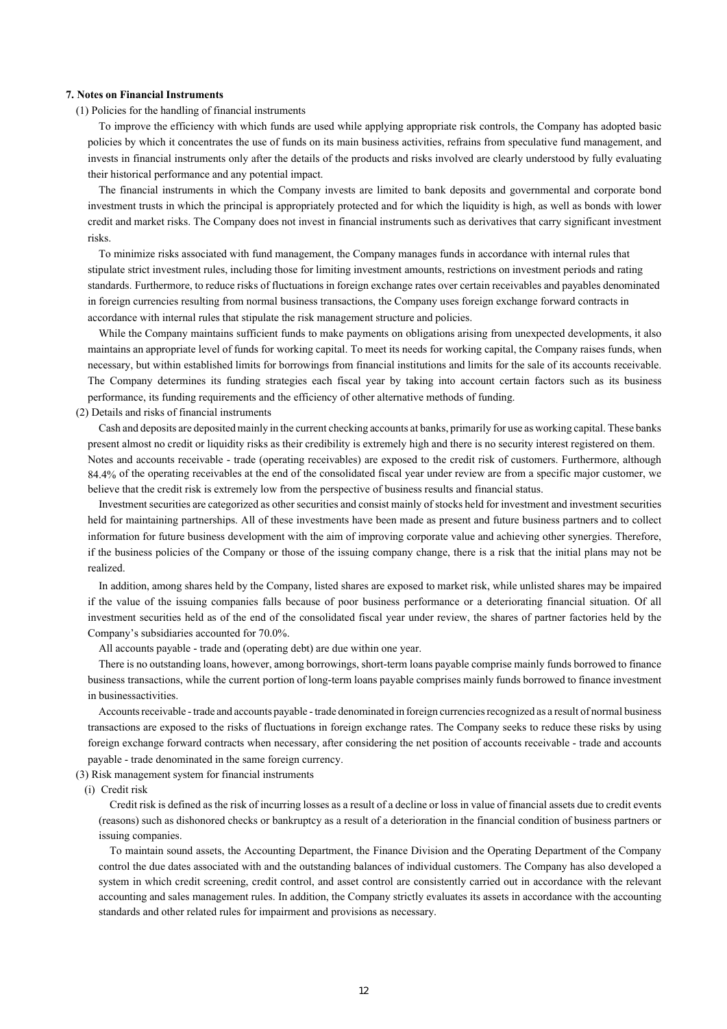**7. Notes on Financial Instruments**

(1) Policies for the handling of financial instruments

To improve the efficiency with which funds are used while applying appropriate risk controls, the Company has adopted basic policies by which it concentrates the use of funds on its main business activities, refrains from speculative fund management, and invests in financial instruments only after the details of the products and risks involved are clearly understood by fully evaluating their historical performance and any potential impact.

The financial instruments in which the Company invests are limited to bank deposits and governmental and corporate bond investment trusts in which the principal is appropriately protected and for which the liquidity is high, as well as bonds with lower credit and market risks. The Company does not invest in financial instruments such as derivatives that carry significant investment risks.

To minimize risks associated with fund management, the Company manages funds in accordance with internal rules that stipulate strict investment rules, including those for limiting investment amounts, restrictions on investment periods and rating standards. Furthermore, to reduce risks of fluctuations in foreign exchange rates over certain receivables and payables denominated in foreign currencies resulting from normal business transactions, the Company uses foreign exchange forward contracts in accordance with internal rules that stipulate the risk management structure and policies.

While the Company maintains sufficient funds to make payments on obligations arising from unexpected developments, it also maintains an appropriate level of funds for working capital. To meet its needs for working capital, the Company raises funds, when necessary, but within established limits for borrowings from financial institutions and limits for the sale of its accounts receivable. The Company determines its funding strategies each fiscal year by taking into account certain factors such as its business performance, its funding requirements and the efficiency of other alternative methods of funding.

(2) Details and risks of financial instruments

Cash and deposits are deposited mainly in the current checking accounts at banks, primarily for use as working capital. These banks present almost no credit or liquidity risks as their credibility is extremely high and there is no security interest registered on them. Notes and accounts receivable - trade (operating receivables) are exposed to the credit risk of customers. Furthermore, although 84.4% of the operating receivables at the end of the consolidated fiscal year under review are from a specific major customer, we believe that the credit risk is extremely low from the perspective of business results and financial status.

Investment securities are categorized as other securities and consist mainly of stocks held for investment and investment securities held for maintaining partnerships. All of these investments have been made as present and future business partners and to collect information for future business development with the aim of improving corporate value and achieving other synergies. Therefore, if the business policies of the Company or those of the issuing company change, there is a risk that the initial plans may not be realized.

In addition, among shares held by the Company, listed shares are exposed to market risk, while unlisted shares may be impaired if the value of the issuing companies falls because of poor business performance or a deteriorating financial situation. Of all investment securities held as of the end of the consolidated fiscal year under review, the shares of partner factories held by the Company's subsidiaries accounted for 70.0%.

All accounts payable - trade and (operating debt) are due within one year.

There is no outstanding loans, however, among borrowings, short-term loans payable comprise mainly funds borrowed to finance business transactions, while the current portion of long-term loans payable comprises mainly funds borrowed to finance investment in businessactivities.

Accounts receivable - trade and accounts payable - trade denominated in foreign currencies recognized as a result of normal business transactions are exposed to the risks of fluctuations in foreign exchange rates. The Company seeks to reduce these risks by using foreign exchange forward contracts when necessary, after considering the net position of accounts receivable - trade and accounts payable - trade denominated in the same foreign currency.

(3) Risk management system for financial instruments

(i) Credit risk

Credit risk is defined as the risk of incurring losses as a result of a decline or loss in value of financial assets due to credit events (reasons) such as dishonored checks or bankruptcy as a result of a deterioration in the financial condition of business partners or issuing companies.

To maintain sound assets, the Accounting Department, the Finance Division and the Operating Department of the Company control the due dates associated with and the outstanding balances of individual customers. The Company has also developed a system in which credit screening, credit control, and asset control are consistently carried out in accordance with the relevant accounting and sales management rules. In addition, the Company strictly evaluates its assets in accordance with the accounting standards and other related rules for impairment and provisions as necessary.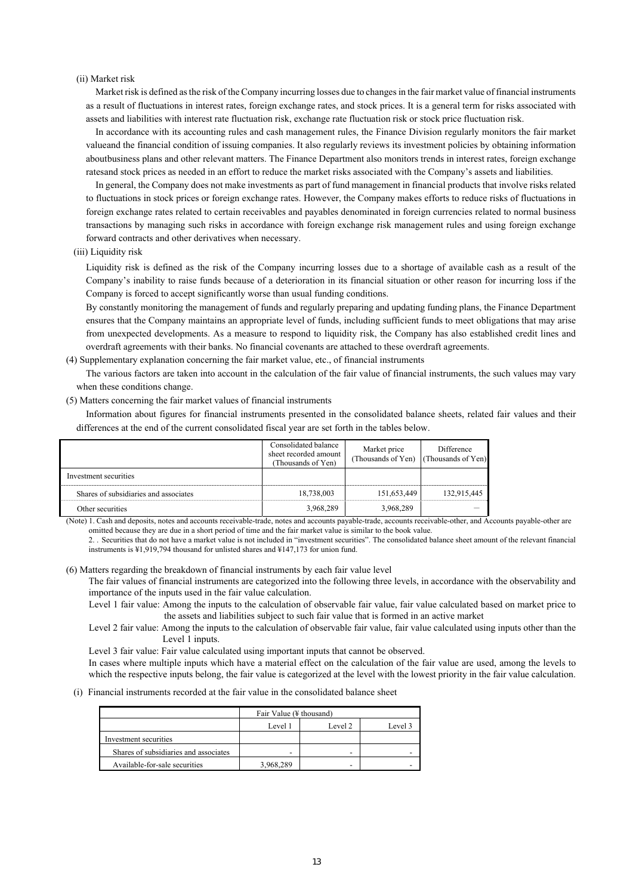(ii) Market risk

Market risk is defined as the risk of the Company incurring losses due to changes in the fair market value of financial instruments as a result of fluctuations in interest rates, foreign exchange rates, and stock prices. It is a general term for risks associated with assets and liabilities with interest rate fluctuation risk, exchange rate fluctuation risk or stock price fluctuation risk.

In accordance with its accounting rules and cash management rules, the Finance Division regularly monitors the fair market valueand the financial condition of issuing companies. It also regularly reviews its investment policies by obtaining information aboutbusiness plans and other relevant matters. The Finance Department also monitors trends in interest rates, foreign exchange ratesand stock prices as needed in an effort to reduce the market risks associated with the Company's assets and liabilities.

In general, the Company does not make investments as part of fund management in financial products that involve risks related to fluctuations in stock prices or foreign exchange rates. However, the Company makes efforts to reduce risks of fluctuations in foreign exchange rates related to certain receivables and payables denominated in foreign currencies related to normal business transactions by managing such risks in accordance with foreign exchange risk management rules and using foreign exchange forward contracts and other derivatives when necessary.

(iii) Liquidity risk

Liquidity risk is defined as the risk of the Company incurring losses due to a shortage of available cash as a result of the Company's inability to raise funds because of a deterioration in its financial situation or other reason for incurring loss if the Company is forced to accept significantly worse than usual funding conditions.

By constantly monitoring the management of funds and regularly preparing and updating funding plans, the Finance Department ensures that the Company maintains an appropriate level of funds, including sufficient funds to meet obligations that may arise from unexpected developments. As a measure to respond to liquidity risk, the Company has also established credit lines and overdraft agreements with their banks. No financial covenants are attached to these overdraft agreements.

(4) Supplementary explanation concerning the fair market value, etc., of financial instruments

The various factors are taken into account in the calculation of the fair value of financial instruments, the such values may vary when these conditions change.

(5) Matters concerning the fair market values of financial instruments

Information about figures for financial instruments presented in the consolidated balance sheets, related fair values and their differences at the end of the current consolidated fiscal year are set forth in the tables below.

| | Consolidated balance sheet recorded amount (Thousands of Yen) | Market price (Thousands of Yen) | Difference (Thousands of Yen) |
|---|---|---|---|
| Investment securities | | | |
| Shares of subsidiaries and associates | 18,738,003 | 151,653,449 | 132,915,445 |
| Other securities | 3,968,289 | 3,968,289 | — |

(Note) 1. Cash and deposits, notes and accounts receivable-trade, notes and accounts payable-trade, accounts receivable-other, and Accounts payable-other are omitted because they are due in a short period of time and the fair market value is similar to the book value.

2. . Securities that do not have a market value is not included in "investment securities". The consolidated balance sheet amount of the relevant financial instruments is ¥1,919,794 thousand for unlisted shares and ¥147,173 for union fund.

(6) Matters regarding the breakdown of financial instruments by each fair value level

The fair values of financial instruments are categorized into the following three levels, in accordance with the observability and importance of the inputs used in the fair value calculation.

Level 1 fair value: Among the inputs to the calculation of observable fair value, fair value calculated based on market price to the assets and liabilities subject to such fair value that is formed in an active market

Level 2 fair value: Among the inputs to the calculation of observable fair value, fair value calculated using inputs other than the Level 1 inputs.

Level 3 fair value: Fair value calculated using important inputs that cannot be observed.

In cases where multiple inputs which have a material effect on the calculation of the fair value are used, among the levels to which the respective inputs belong, the fair value is categorized at the level with the lowest priority in the fair value calculation.

(i) Financial instruments recorded at the fair value in the consolidated balance sheet

| | Fair Value (¥ thousand) | | |
|---|---|---|---|
| | Level 1 | Level 2 | Level 3 |
| Investment securities | | | |
| Shares of subsidiaries and associates | - | - | - |
| Available-for-sale securities | 3,968,289 | - | - |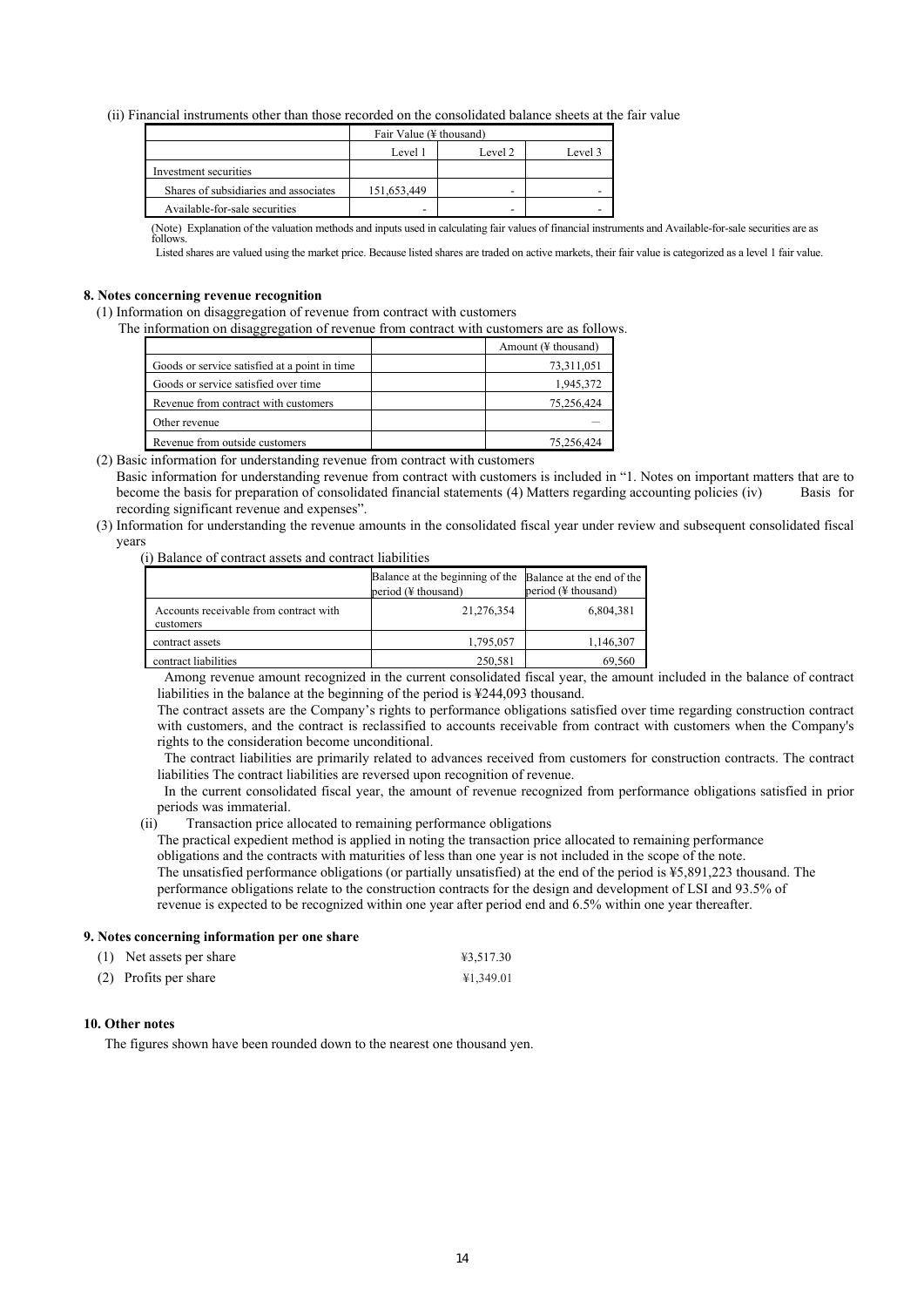(ii) Financial instruments other than those recorded on the consolidated balance sheets at the fair value

| | Fair Value (¥ thousand) | | |
|---|---|---|---|
| | Level 1 | Level 2 | Level 3 |
| Investment securities | | | |
| Shares of subsidiaries and associates | 151,653,449 | - | - |
| Available-for-sale securities | - | - | - |

(Note) Explanation of the valuation methods and inputs used in calculating fair values of financial instruments and Available-for-sale securities are as follows.

Listed shares are valued using the market price. Because listed shares are traded on active markets, their fair value is categorized as a level 1 fair value.

### 8. Notes concerning revenue recognition

(1) Information on disaggregation of revenue from contract with customers

The information on disaggregation of revenue from contract with customers are as follows.

| | | Amount (¥ thousand) |
|---|---|---|
| Goods or service satisfied at a point in time | | 73,311,051 |
| Goods or service satisfied over time | | 1,945,372 |
| Revenue from contract with customers | | 75,256,424 |
| Other revenue | | — |
| Revenue from outside customers | | 75,256,424 |

(2) Basic information for understanding revenue from contract with customers

Basic information for understanding revenue from contract with customers is included in "1. Notes on important matters that are to become the basis for preparation of consolidated financial statements (4) Matters regarding accounting policies (iv) Basis for recording significant revenue and expenses".

(3) Information for understanding the revenue amounts in the consolidated fiscal year under review and subsequent consolidated fiscal years

(i) Balance of contract assets and contract liabilities

| | Balance at the beginning of the period (¥ thousand) | Balance at the end of the period (¥ thousand) |
|---|---|---|
| Accounts receivable from contract with customers | 21,276,354 | 6,804,381 |
| contract assets | 1,795,057 | 1,146,307 |
| contract liabilities | 250,581 | 69,560 |

Among revenue amount recognized in the current consolidated fiscal year, the amount included in the balance of contract liabilities in the balance at the beginning of the period is ¥244,093 thousand.

The contract assets are the Company's rights to performance obligations satisfied over time regarding construction contract with customers, and the contract is reclassified to accounts receivable from contract with customers when the Company's rights to the consideration become unconditional.

The contract liabilities are primarily related to advances received from customers for construction contracts. The contract liabilities The contract liabilities are reversed upon recognition of revenue.

In the current consolidated fiscal year, the amount of revenue recognized from performance obligations satisfied in prior periods was immaterial.

(ii) Transaction price allocated to remaining performance obligations

The practical expedient method is applied in noting the transaction price allocated to remaining performance obligations and the contracts with maturities of less than one year is not included in the scope of the note.

The unsatisfied performance obligations (or partially unsatisfied) at the end of the period is ¥5,891,223 thousand. The performance obligations relate to the construction contracts for the design and development of LSI and 93.5% of revenue is expected to be recognized within one year after period end and 6.5% within one year thereafter.

### 9. Notes concerning information per one share

(1) Net assets per share ¥3,517.30

(2) Profits per share ¥1,349.01

### 10. Other notes

The figures shown have been rounded down to the nearest one thousand yen.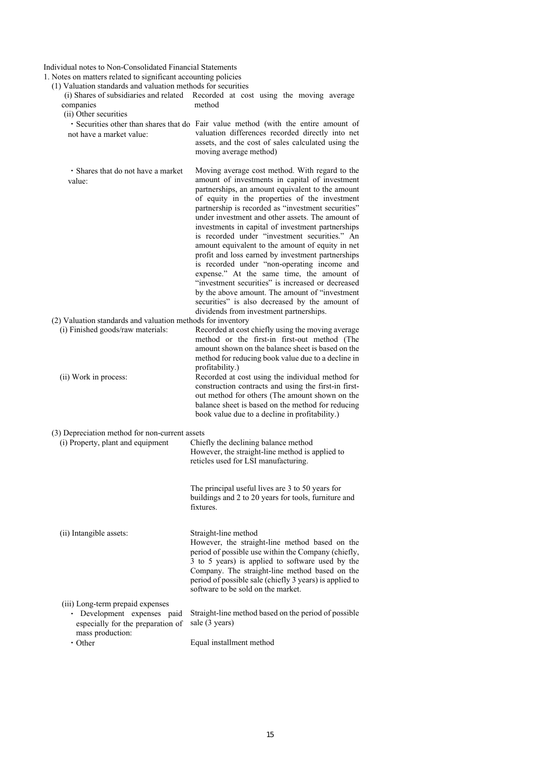Individual notes to Non-Consolidated Financial Statements

1. Notes on matters related to significant accounting policies

(1) Valuation standards and valuation methods for securities

| | |
|---|---|
| (i) Shares of subsidiaries and related companies | Recorded at cost using the moving average method |
| (ii) Other securities | |
| ・Securities other than shares that do not have a market value: | Fair value method (with the entire amount of valuation differences recorded directly into net assets, and the cost of sales calculated using the moving average method) |
| ・Shares that do not have a market value: | Moving average cost method. With regard to the amount of investments in capital of investment partnerships, an amount equivalent to the amount of equity in the properties of the investment partnership is recorded as "investment securities" under investment and other assets. The amount of investments in capital of investment partnerships is recorded under "investment securities." An amount equivalent to the amount of equity in net profit and loss earned by investment partnerships is recorded under "non-operating income and expense." At the same time, the amount of "investment securities" is increased or decreased by the above amount. The amount of "investment securities" is also decreased by the amount of dividends from investment partnerships. |

(2) Valuation standards and valuation methods for inventory

| | |
|---|---|
| (i) Finished goods/raw materials: | Recorded at cost chiefly using the moving average method or the first-in first-out method (The amount shown on the balance sheet is based on the method for reducing book value due to a decline in profitability.) |
| (ii) Work in process: | Recorded at cost using the individual method for construction contracts and using the first-in first-out method for others (The amount shown on the balance sheet is based on the method for reducing book value due to a decline in profitability.) |

(3) Depreciation method for non-current assets

| | |
|---|---|
| (i) Property, plant and equipment | Chiefly the declining balance method<br>However, the straight-line method is applied to reticles used for LSI manufacturing.<br><br>The principal useful lives are 3 to 50 years for buildings and 2 to 20 years for tools, furniture and fixtures. |
| (ii) Intangible assets: | Straight-line method<br>However, the straight-line method based on the period of possible use within the Company (chiefly, 3 to 5 years) is applied to software used by the Company. The straight-line method based on the period of possible sale (chiefly 3 years) is applied to software to be sold on the market. |
| (iii) Long-term prepaid expenses | |
| ・Development expenses paid especially for the preparation of mass production: | Straight-line method based on the period of possible sale (3 years) |
| ・Other | Equal installment method |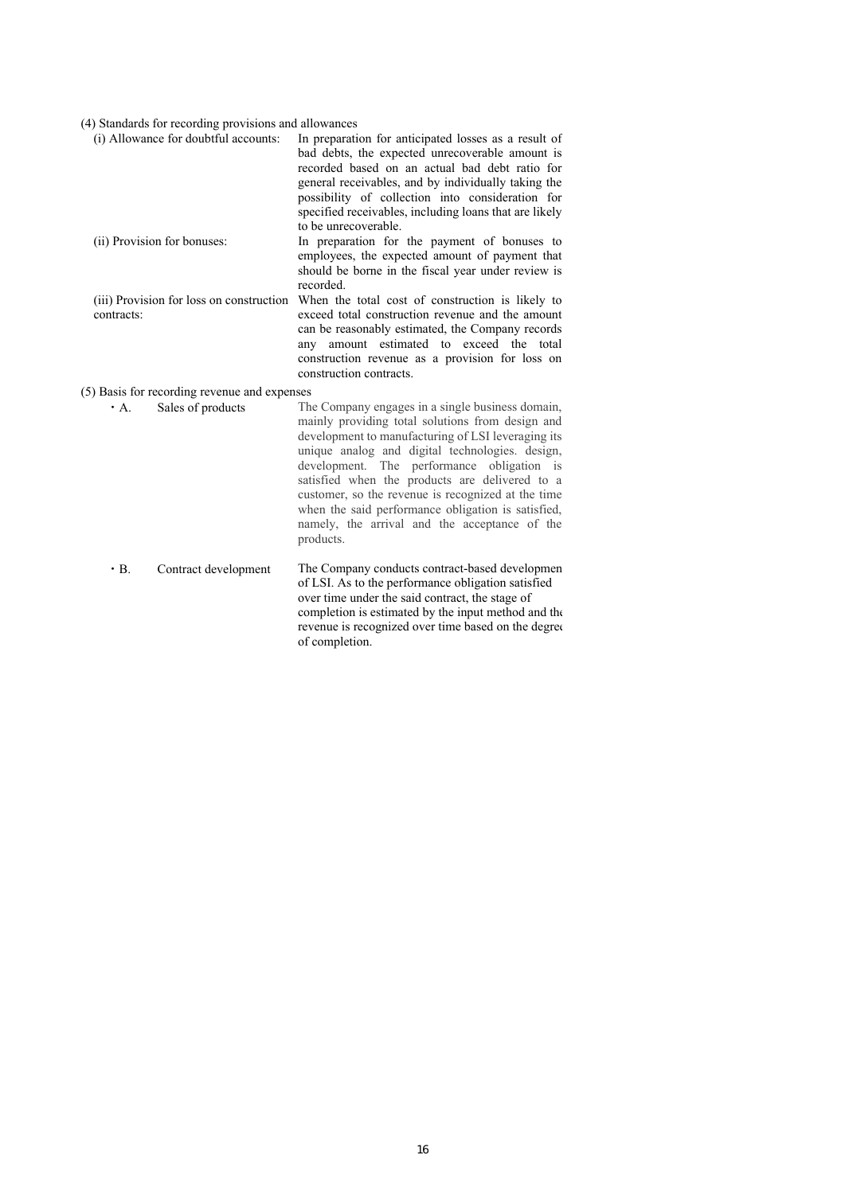(4) Standards for recording provisions and allowances

(i) Allowance for doubtful accounts: In preparation for anticipated losses as a result of bad debts, the expected unrecoverable amount is recorded based on an actual bad debt ratio for general receivables, and by individually taking the possibility of collection into consideration for specified receivables, including loans that are likely to be unrecoverable.

(ii) Provision for bonuses: In preparation for the payment of bonuses to employees, the expected amount of payment that should be borne in the fiscal year under review is recorded.

(iii) Provision for loss on construction contracts: When the total cost of construction is likely to exceed total construction revenue and the amount can be reasonably estimated, the Company records any amount estimated to exceed the total construction revenue as a provision for loss on construction contracts.

(5) Basis for recording revenue and expenses

・A. Sales of products: The Company engages in a single business domain, mainly providing total solutions from design and development to manufacturing of LSI leveraging its unique analog and digital technologies. design, development. The performance obligation is satisfied when the products are delivered to a customer, so the revenue is recognized at the time when the said performance obligation is satisfied, namely, the arrival and the acceptance of the products.

・B. Contract development: The Company conducts contract-based developmen of LSI. As to the performance obligation satisfied over time under the said contract, the stage of completion is estimated by the input method and the revenue is recognized over time based on the degree of completion.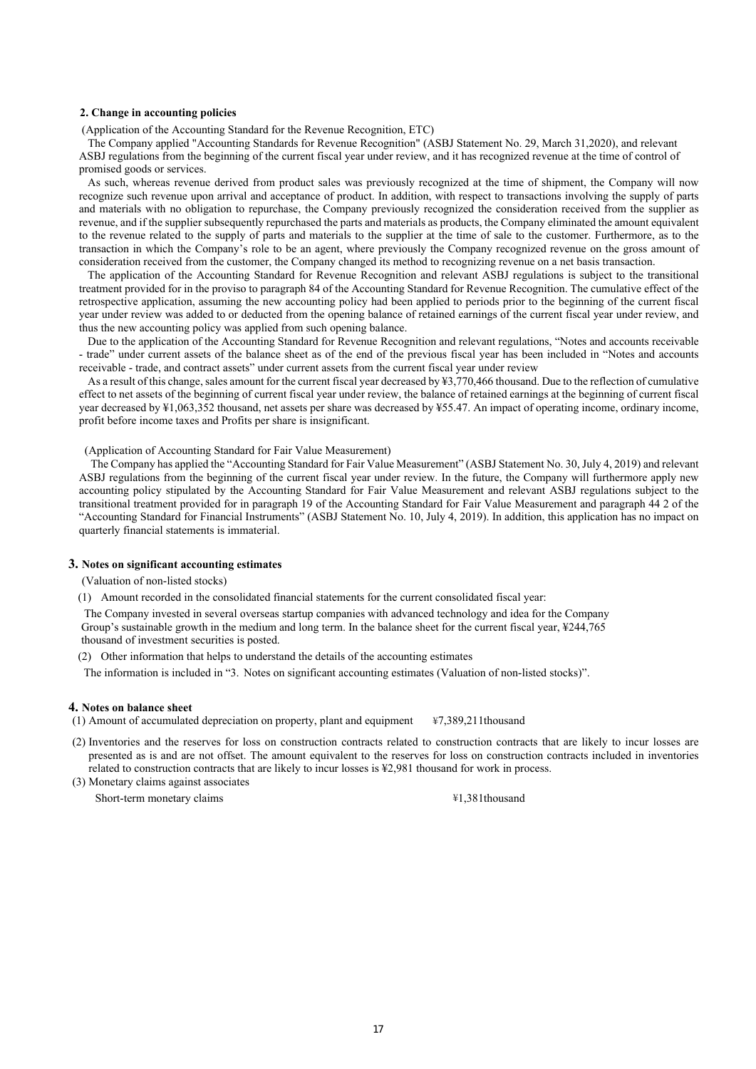## 2. Change in accounting policies

(Application of the Accounting Standard for the Revenue Recognition, ETC)

The Company applied "Accounting Standards for Revenue Recognition" (ASBJ Statement No. 29, March 31,2020), and relevant ASBJ regulations from the beginning of the current fiscal year under review, and it has recognized revenue at the time of control of promised goods or services.

As such, whereas revenue derived from product sales was previously recognized at the time of shipment, the Company will now recognize such revenue upon arrival and acceptance of product. In addition, with respect to transactions involving the supply of parts and materials with no obligation to repurchase, the Company previously recognized the consideration received from the supplier as revenue, and if the supplier subsequently repurchased the parts and materials as products, the Company eliminated the amount equivalent to the revenue related to the supply of parts and materials to the supplier at the time of sale to the customer. Furthermore, as to the transaction in which the Company's role to be an agent, where previously the Company recognized revenue on the gross amount of consideration received from the customer, the Company changed its method to recognizing revenue on a net basis transaction.

The application of the Accounting Standard for Revenue Recognition and relevant ASBJ regulations is subject to the transitional treatment provided for in the proviso to paragraph 84 of the Accounting Standard for Revenue Recognition. The cumulative effect of the retrospective application, assuming the new accounting policy had been applied to periods prior to the beginning of the current fiscal year under review was added to or deducted from the opening balance of retained earnings of the current fiscal year under review, and thus the new accounting policy was applied from such opening balance.

Due to the application of the Accounting Standard for Revenue Recognition and relevant regulations, "Notes and accounts receivable - trade" under current assets of the balance sheet as of the end of the previous fiscal year has been included in "Notes and accounts receivable - trade, and contract assets" under current assets from the current fiscal year under review

As a result of this change, sales amount for the current fiscal year decreased by ¥3,770,466 thousand. Due to the reflection of cumulative effect to net assets of the beginning of current fiscal year under review, the balance of retained earnings at the beginning of current fiscal year decreased by ¥1,063,352 thousand, net assets per share was decreased by ¥55.47. An impact of operating income, ordinary income, profit before income taxes and Profits per share is insignificant.

(Application of Accounting Standard for Fair Value Measurement)

The Company has applied the "Accounting Standard for Fair Value Measurement" (ASBJ Statement No. 30, July 4, 2019) and relevant ASBJ regulations from the beginning of the current fiscal year under review. In the future, the Company will furthermore apply new accounting policy stipulated by the Accounting Standard for Fair Value Measurement and relevant ASBJ regulations subject to the transitional treatment provided for in paragraph 19 of the Accounting Standard for Fair Value Measurement and paragraph 44 2 of the "Accounting Standard for Financial Instruments" (ASBJ Statement No. 10, July 4, 2019). In addition, this application has no impact on quarterly financial statements is immaterial.

## 3. Notes on significant accounting estimates

(Valuation of non-listed stocks)

(1) Amount recorded in the consolidated financial statements for the current consolidated fiscal year:

The Company invested in several overseas startup companies with advanced technology and idea for the Company Group's sustainable growth in the medium and long term. In the balance sheet for the current fiscal year, ¥244,765 thousand of investment securities is posted.

(2) Other information that helps to understand the details of the accounting estimates

The information is included in "3. Notes on significant accounting estimates (Valuation of non-listed stocks)".

## 4. Notes on balance sheet

(1) Amount of accumulated depreciation on property, plant and equipment ¥7,389,211thousand

(2) Inventories and the reserves for loss on construction contracts related to construction contracts that are likely to incur losses are presented as is and are not offset. The amount equivalent to the reserves for loss on construction contracts included in inventories related to construction contracts that are likely to incur losses is ¥2,981 thousand for work in process.

(3) Monetary claims against associates

Short-term monetary claims ¥1,381thousand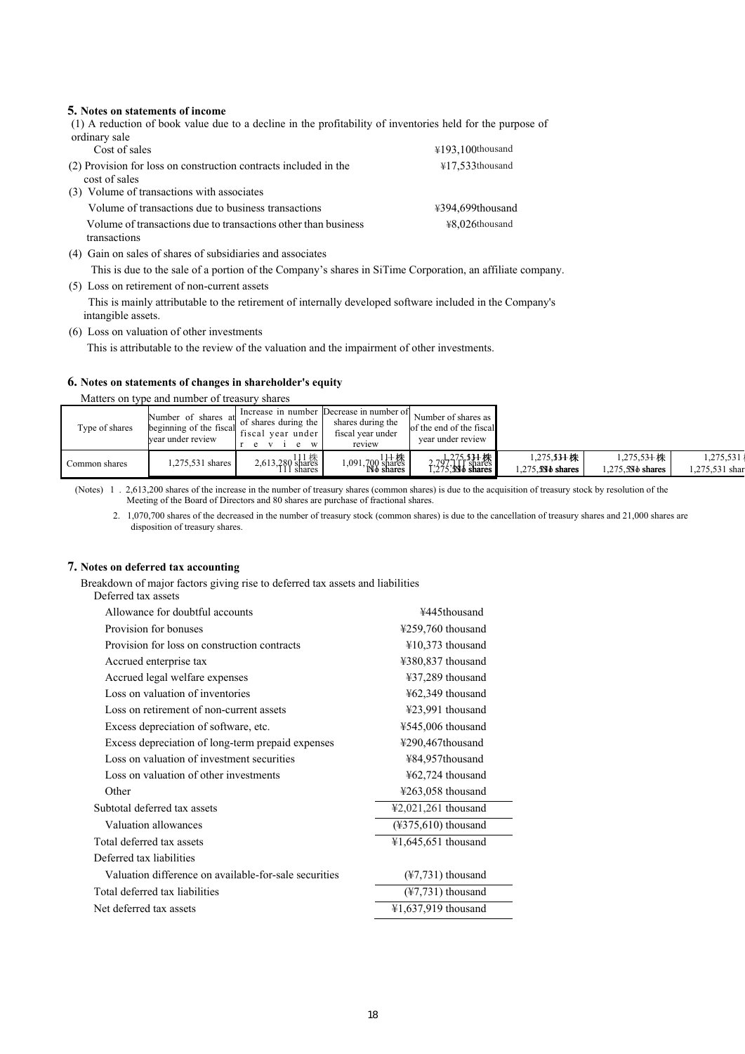## 5. Notes on statements of income

(1) A reduction of book value due to a decline in the profitability of inventories held for the purpose of ordinary sale

| | |
|---|---|
| Cost of sales | ¥193,100thousand |

(2) Provision for loss on construction contracts included in the cost of sales ¥17,533thousand

(3) Volume of transactions with associates

| | |
|---|---|
| Volume of transactions due to business transactions | ¥394,699thousand |
| Volume of transactions due to transactions other than business transactions | ¥8,026thousand |

(4) Gain on sales of shares of subsidiaries and associates

This is due to the sale of a portion of the Company's shares in SiTime Corporation, an affiliate company.

(5) Loss on retirement of non-current assets

This is mainly attributable to the retirement of internally developed software included in the Company's intangible assets.

(6) Loss on valuation of other investments

This is attributable to the review of the valuation and the impairment of other investments.

## 6. Notes on statements of changes in shareholder's equity

Matters on type and number of treasury shares

| Type of shares | Number of shares at beginning of the fiscal year under review | Increase in number of shares during the fiscal year under review | Decrease in number of shares during the fiscal year under review | Number of shares as of the end of the fiscal year under review |
|---|---|---|---|---|
| Common shares | 1,275,531 shares | 2,613,280 shares | 1,091,700 shares | 2,797,111 shares |

(Notes) 1 . 2,613,200 shares of the increase in the number of treasury shares (common shares) is due to the acquisition of treasury stock by resolution of the Meeting of the Board of Directors and 80 shares are purchase of fractional shares.

2. 1,070,700 shares of the decreased in the number of treasury stock (common shares) is due to the cancellation of treasury shares and 21,000 shares are disposition of treasury shares.

## 7. Notes on deferred tax accounting

Breakdown of major factors giving rise to deferred tax assets and liabilities

| | |
|---|---|
| Deferred tax assets | |
| Allowance for doubtful accounts | ¥445thousand |
| Provision for bonuses | ¥259,760 thousand |
| Provision for loss on construction contracts | ¥10,373 thousand |
| Accrued enterprise tax | ¥380,837 thousand |
| Accrued legal welfare expenses | ¥37,289 thousand |
| Loss on valuation of inventories | ¥62,349 thousand |
| Loss on retirement of non-current assets | ¥23,991 thousand |
| Excess depreciation of software, etc. | ¥545,006 thousand |
| Excess depreciation of long-term prepaid expenses | ¥290,467thousand |
| Loss on valuation of investment securities | ¥84,957thousand |
| Loss on valuation of other investments | ¥62,724 thousand |
| Other | ¥263,058 thousand |
| Subtotal deferred tax assets | ¥2,021,261 thousand |
| Valuation allowances | (¥375,610) thousand |
| Total deferred tax assets | ¥1,645,651 thousand |
| Deferred tax liabilities | |
| Valuation difference on available-for-sale securities | (¥7,731) thousand |
| Total deferred tax liabilities | (¥7,731) thousand |
| Net deferred tax assets | ¥1,637,919 thousand |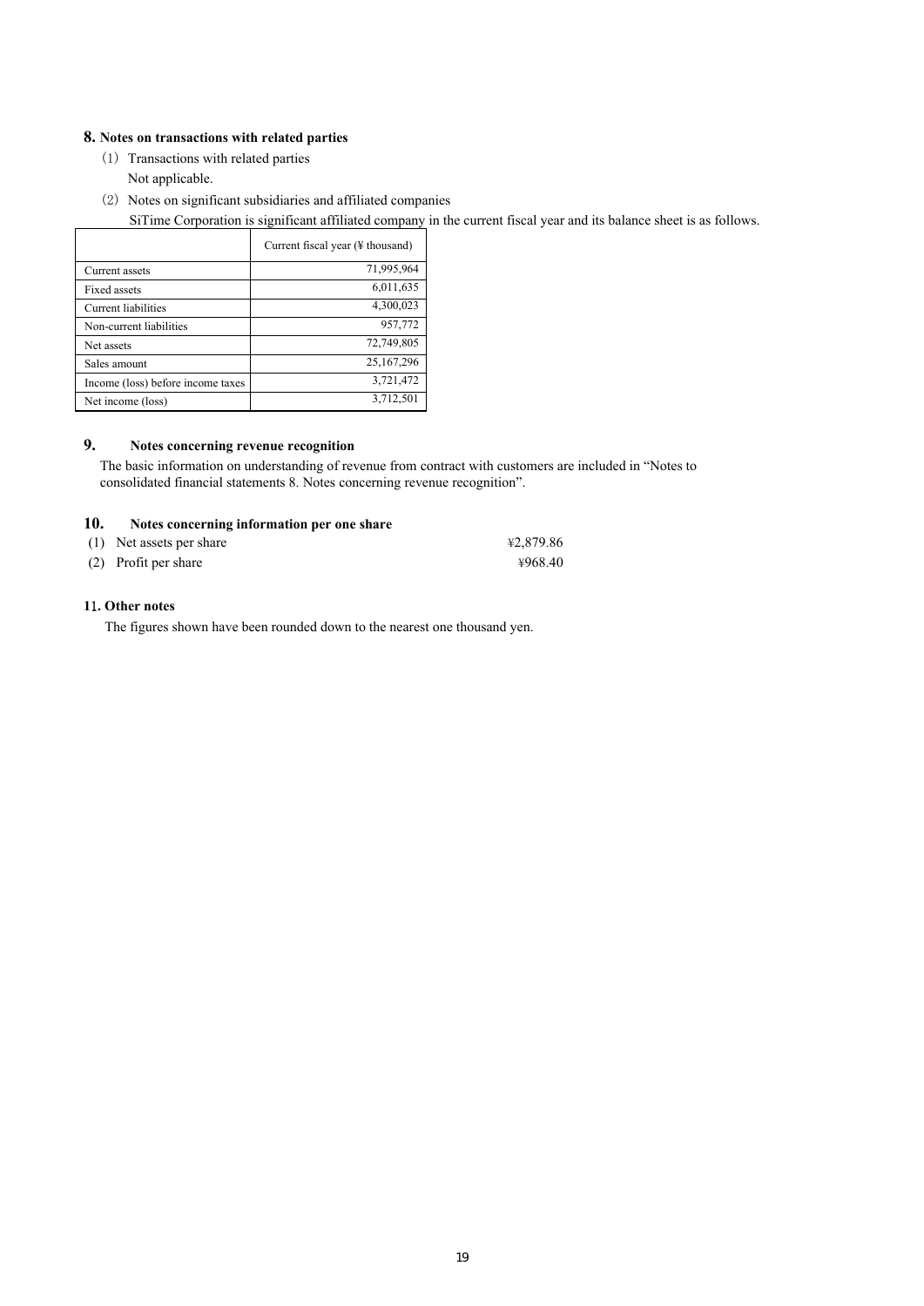## 8. Notes on transactions with related parties

(1) Transactions with related parties

Not applicable.

(2) Notes on significant subsidiaries and affiliated companies

SiTime Corporation is significant affiliated company in the current fiscal year and its balance sheet is as follows.

| | Current fiscal year (¥ thousand) |
|---|---|
| Current assets | 71,995,964 |
| Fixed assets | 6,011,635 |
| Current liabilities | 4,300,023 |
| Non-current liabilities | 957,772 |
| Net assets | 72,749,805 |
| Sales amount | 25,167,296 |
| Income (loss) before income taxes | 3,721,472 |
| Net income (loss) | 3,712,501 |

## 9. Notes concerning revenue recognition

The basic information on understanding of revenue from contract with customers are included in “Notes to consolidated financial statements 8. Notes concerning revenue recognition”.

## 10. Notes concerning information per one share

| | |
|---|---|
| (1) Net assets per share | ¥2,879.86 |
| (2) Profit per share | ¥968.40 |

## 11. Other notes

The figures shown have been rounded down to the nearest one thousand yen.